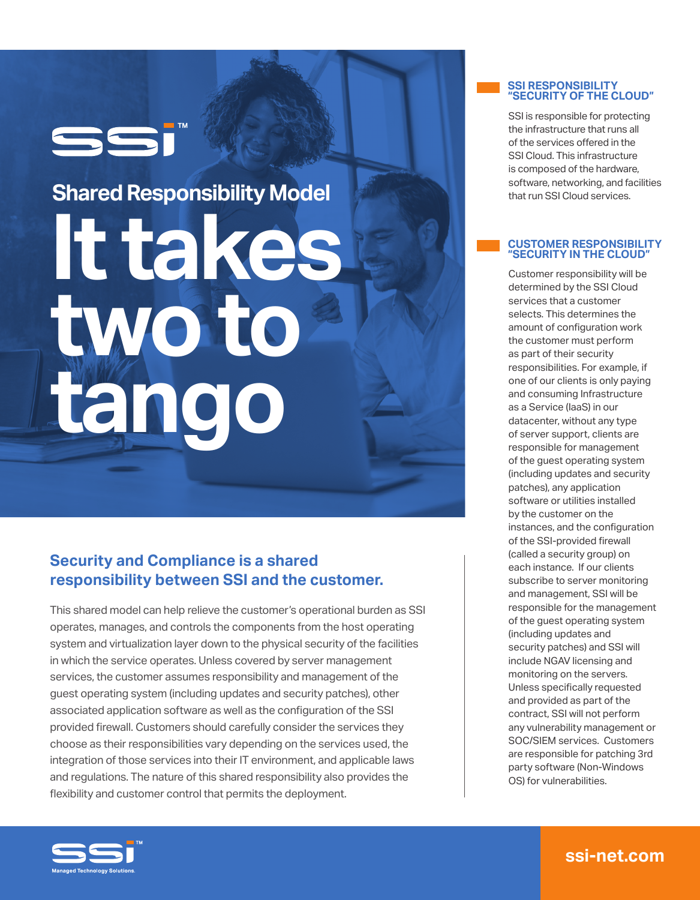SSI™

## Shared Responsibility Model

# It takes two to tango

## Security and Compliance is a shared responsibility between SSI and the customer.

This shared model can help relieve the customer's operational burden as SSI operates, manages, and controls the components from the host operating system and virtualization layer down to the physical security of the facilities in which the service operates. Unless covered by server management services, the customer assumes responsibility and management of the guest operating system (including updates and security patches), other associated application software as well as the configuration of the SSI provided firewall. Customers should carefully consider the services they choose as their responsibilities vary depending on the services used, the integration of those services into their IT environment, and applicable laws and regulations. The nature of this shared responsibility also provides the flexibility and customer control that permits the deployment.

### SSI RESPONSIBILITY "SECURITY OF THE CLOUD"

SSI is responsible for protecting the infrastructure that runs all of the services offered in the SSI Cloud. This infrastructure is composed of the hardware, software, networking, and facilities that run SSI Cloud services.

### CUSTOMER RESPONSIBILITY "SECURITY IN THE CLOUD"

Customer responsibility will be determined by the SSI Cloud services that a customer selects. This determines the amount of configuration work the customer must perform as part of their security responsibilities. For example, if one of our clients is only paying and consuming Infrastructure as a Service (IaaS) in our datacenter, without any type of server support, clients are responsible for management of the guest operating system (including updates and security patches), any application software or utilities installed by the customer on the instances, and the configuration of the SSI-provided firewall (called a security group) on each instance. If our clients subscribe to server monitoring and management, SSI will be responsible for the management of the guest operating system (including updates and security patches) and SSI will include NGAV licensing and monitoring on the servers. Unless specifically requested and provided as part of the contract, SSI will not perform any vulnerability management or SOC/SIEM services. Customers are responsible for patching 3rd party software (Non-Windows OS) for vulnerabilities.

SSI™ Managed Technology Solutions.

ssi-net.com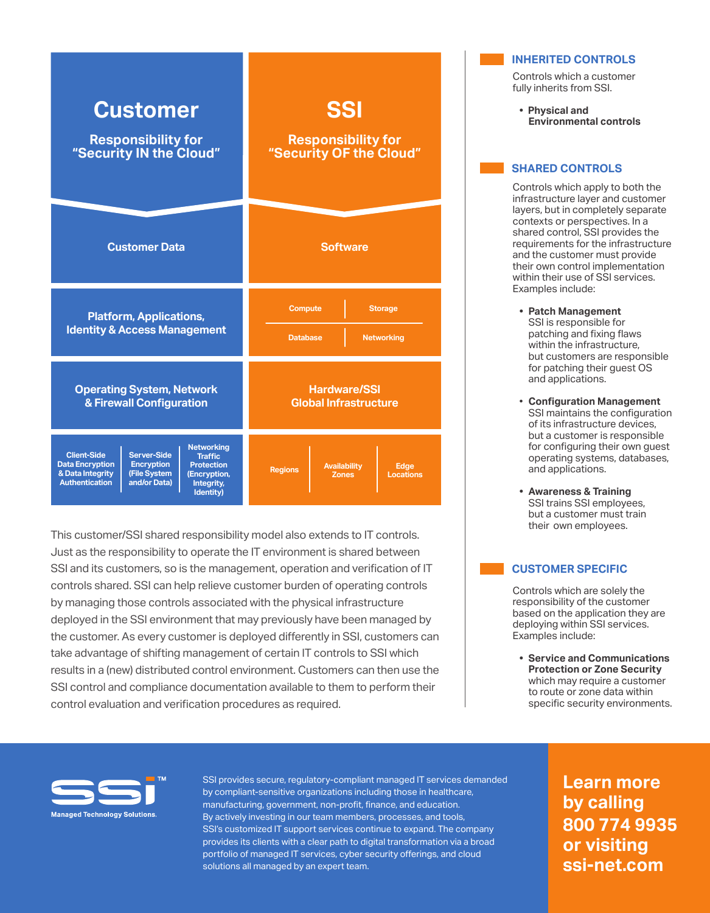## Customer

**Responsibility for "Security IN the Cloud"**

**Customer Data**

**Platform, Applications, Identity & Access Management**

**Operating System, Network & Firewall Configuration**

**Client-Side Data Encryption & Data Integrity Authentication**

**Server-Side Encryption (File System and/or Data)**

**Networking Traffic Protection (Encryption, Integrity, Identity)**

## SSI

**Responsibility for "Security OF the Cloud"**

**Software**

**Compute** | **Storage** | **Database** | **Networking**

**Hardware/SSI Global Infrastructure**

**Regions** | **Availability Zones** | **Edge Locations**

This customer/SSI shared responsibility model also extends to IT controls. Just as the responsibility to operate the IT environment is shared between SSI and its customers, so is the management, operation and verification of IT controls shared. SSI can help relieve customer burden of operating controls by managing those controls associated with the physical infrastructure deployed in the SSI environment that may previously have been managed by the customer. As every customer is deployed differently in SSI, customers can take advantage of shifting management of certain IT controls to SSI which results in a (new) distributed control environment. Customers can then use the SSI control and compliance documentation available to them to perform their control evaluation and verification procedures as required.

### INHERITED CONTROLS

Controls which a customer fully inherits from SSI.

- **Physical and Environmental controls**

### SHARED CONTROLS

Controls which apply to both the infrastructure layer and customer layers, but in completely separate contexts or perspectives. In a shared control, SSI provides the requirements for the infrastructure and the customer must provide their own control implementation within their use of SSI services. Examples include:

- **Patch Management**
  SSI is responsible for patching and fixing flaws within the infrastructure, but customers are responsible for patching their guest OS and applications.
- **Configuration Management**
  SSI maintains the configuration of its infrastructure devices, but a customer is responsible for configuring their own guest operating systems, databases, and applications.
- **Awareness & Training**
  SSI trains SSI employees, but a customer must train their own employees.

### CUSTOMER SPECIFIC

Controls which are solely the responsibility of the customer based on the application they are deploying within SSI services. Examples include:

- **Service and Communications Protection or Zone Security** which may require a customer to route or zone data within specific security environments.

SSI™ Managed Technology Solutions.

SSI provides secure, regulatory-compliant managed IT services demanded by compliant-sensitive organizations including those in healthcare, manufacturing, government, non-profit, finance, and education. By actively investing in our team members, processes, and tools, SSI's customized IT support services continue to expand. The company provides its clients with a clear path to digital transformation via a broad portfolio of managed IT services, cyber security offerings, and cloud solutions all managed by an expert team.

**Learn more by calling 800 774 9935 or visiting ssi-net.com**